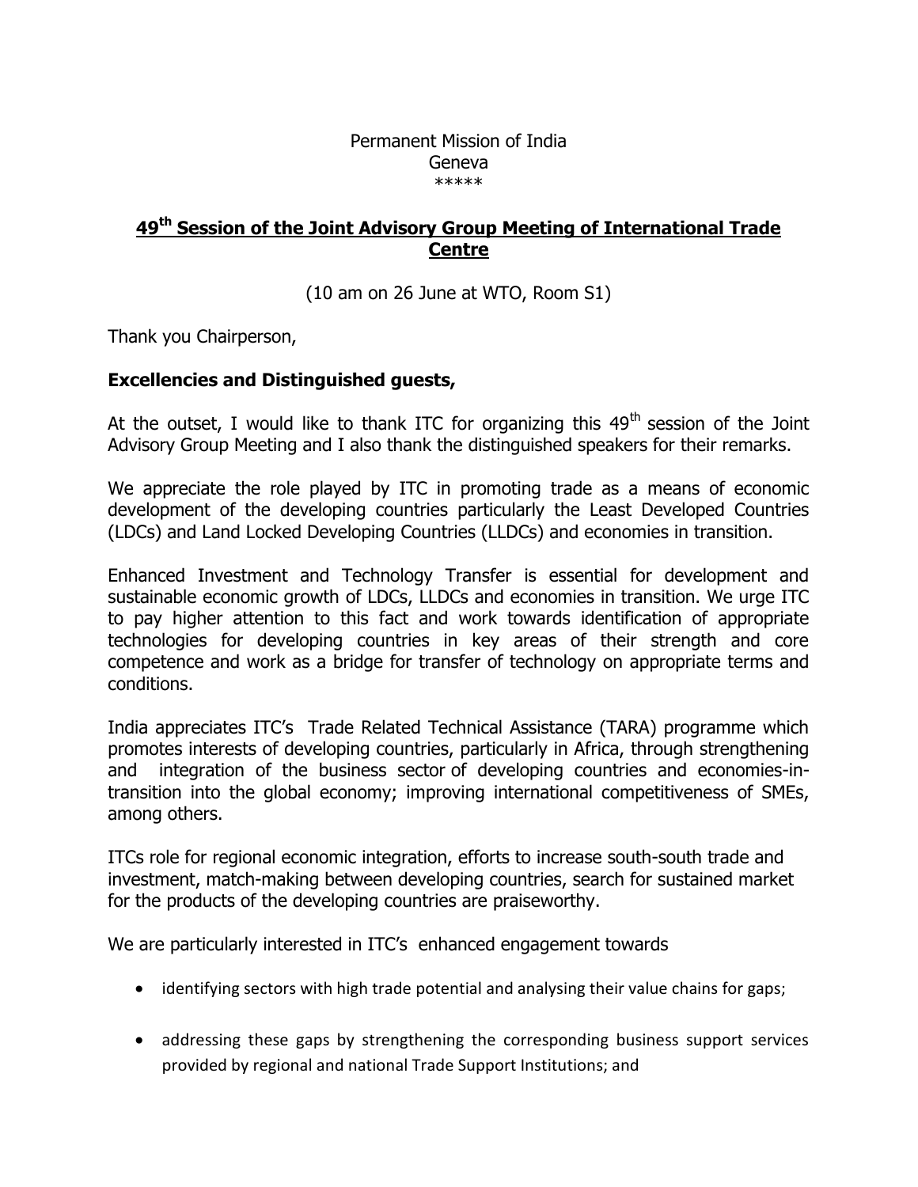Permanent Mission of India
Geneva
\*\*\*\*\*

## 49th Session of the Joint Advisory Group Meeting of International Trade Centre

(10 am on 26 June at WTO, Room S1)

Thank you Chairperson,

**Excellencies and Distinguished guests,**

At the outset, I would like to thank ITC for organizing this 49th session of the Joint Advisory Group Meeting and I also thank the distinguished speakers for their remarks.

We appreciate the role played by ITC in promoting trade as a means of economic development of the developing countries particularly the Least Developed Countries (LDCs) and Land Locked Developing Countries (LLDCs) and economies in transition.

Enhanced Investment and Technology Transfer is essential for development and sustainable economic growth of LDCs, LLDCs and economies in transition. We urge ITC to pay higher attention to this fact and work towards identification of appropriate technologies for developing countries in key areas of their strength and core competence and work as a bridge for transfer of technology on appropriate terms and conditions.

India appreciates ITC's Trade Related Technical Assistance (TARA) programme which promotes interests of developing countries, particularly in Africa, through strengthening and integration of the business sector of developing countries and economies-in-transition into the global economy; improving international competitiveness of SMEs, among others.

ITCs role for regional economic integration, efforts to increase south-south trade and investment, match-making between developing countries, search for sustained market for the products of the developing countries are praiseworthy.

We are particularly interested in ITC's enhanced engagement towards

- identifying sectors with high trade potential and analysing their value chains for gaps;
- addressing these gaps by strengthening the corresponding business support services provided by regional and national Trade Support Institutions; and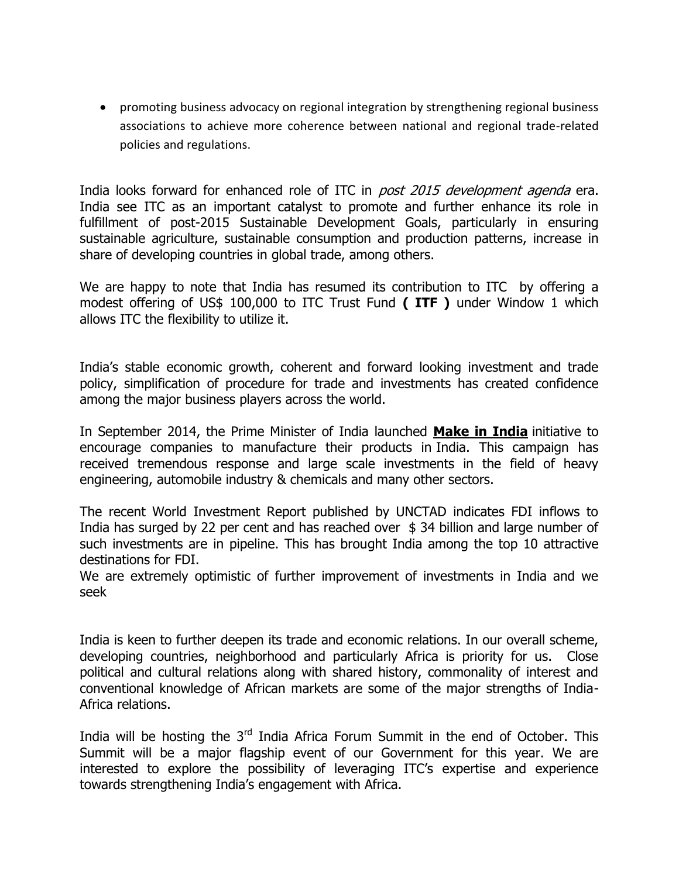- promoting business advocacy on regional integration by strengthening regional business associations to achieve more coherence between national and regional trade-related policies and regulations.

India looks forward for enhanced role of ITC in *post 2015 development agenda* era. India see ITC as an important catalyst to promote and further enhance its role in fulfillment of post-2015 Sustainable Development Goals, particularly in ensuring sustainable agriculture, sustainable consumption and production patterns, increase in share of developing countries in global trade, among others.

We are happy to note that India has resumed its contribution to ITC by offering a modest offering of US$ 100,000 to ITC Trust Fund **( ITF )** under Window 1 which allows ITC the flexibility to utilize it.

India's stable economic growth, coherent and forward looking investment and trade policy, simplification of procedure for trade and investments has created confidence among the major business players across the world.

In September 2014, the Prime Minister of India launched **Make in India** initiative to encourage companies to manufacture their products in India. This campaign has received tremendous response and large scale investments in the field of heavy engineering, automobile industry & chemicals and many other sectors.

The recent World Investment Report published by UNCTAD indicates FDI inflows to India has surged by 22 per cent and has reached over $ 34 billion and large number of such investments are in pipeline. This has brought India among the top 10 attractive destinations for FDI.
We are extremely optimistic of further improvement of investments in India and we seek

India is keen to further deepen its trade and economic relations. In our overall scheme, developing countries, neighborhood and particularly Africa is priority for us. Close political and cultural relations along with shared history, commonality of interest and conventional knowledge of African markets are some of the major strengths of India-Africa relations.

India will be hosting the 3rd India Africa Forum Summit in the end of October. This Summit will be a major flagship event of our Government for this year. We are interested to explore the possibility of leveraging ITC's expertise and experience towards strengthening India's engagement with Africa.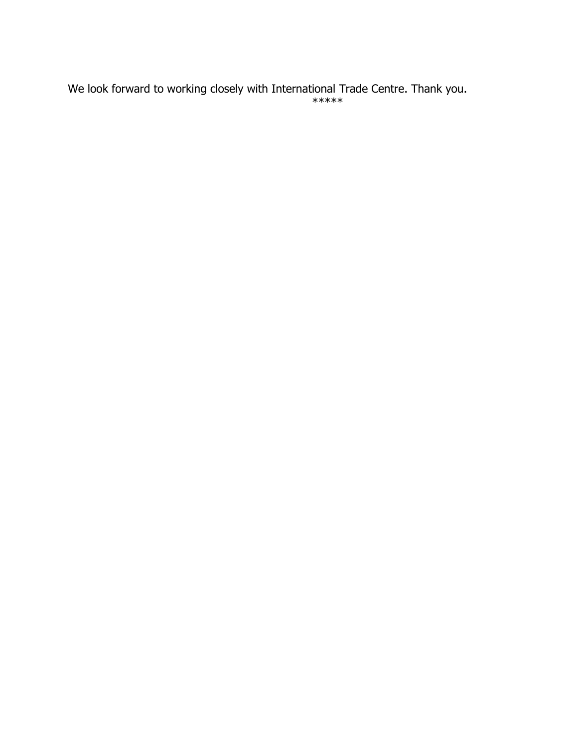We look forward to working closely with International Trade Centre. Thank you.

*****